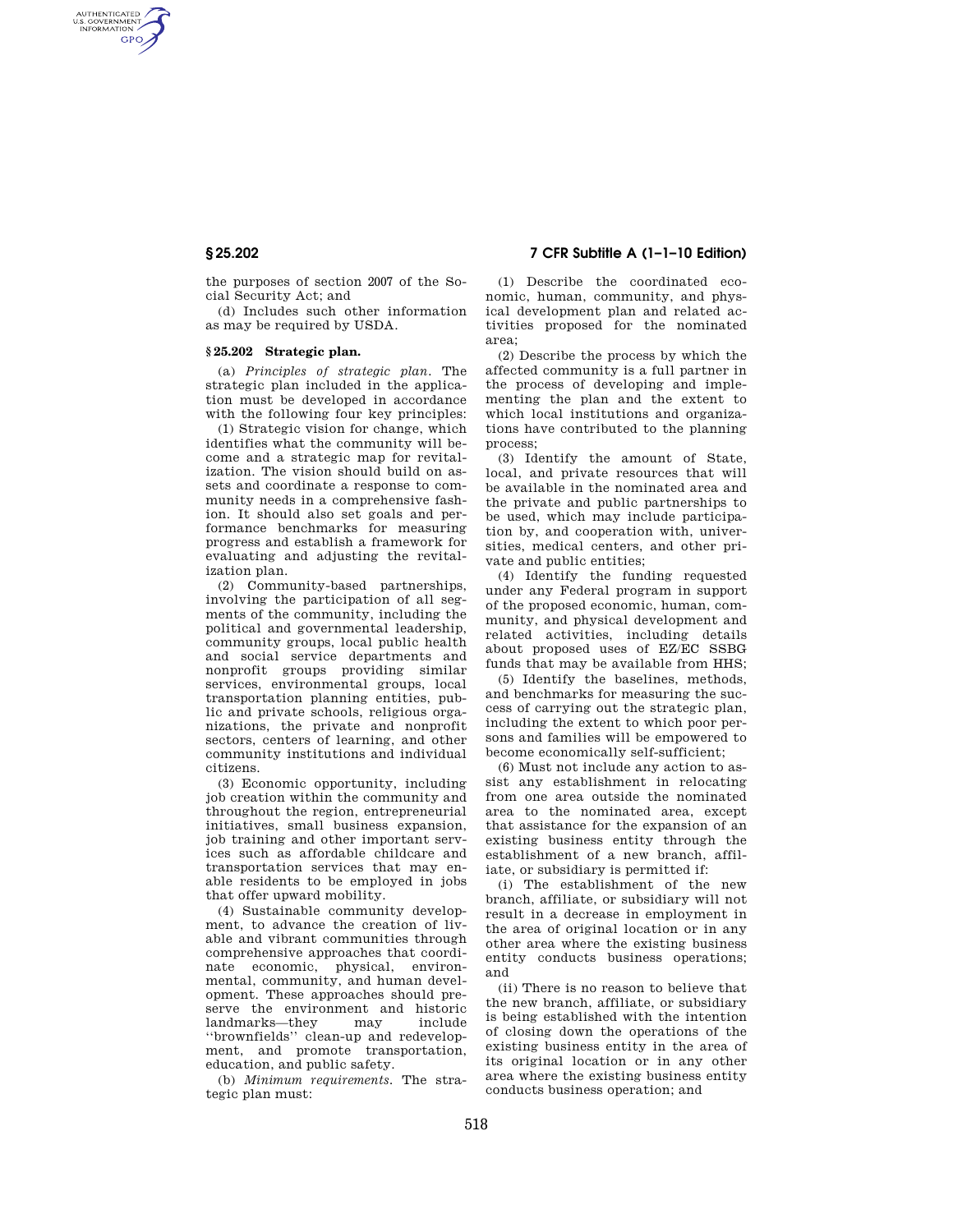the purposes of section 2007 of the Social Security Act; and

(d) Includes such other information as may be required by USDA.

## § 25.202 Strategic plan.

(a) *Principles of strategic plan.* The strategic plan included in the application must be developed in accordance with the following four key principles:

(1) Strategic vision for change, which identifies what the community will become and a strategic map for revitalization. The vision should build on assets and coordinate a response to community needs in a comprehensive fashion. It should also set goals and performance benchmarks for measuring progress and establish a framework for evaluating and adjusting the revitalization plan.

(2) Community-based partnerships, involving the participation of all segments of the community, including the political and governmental leadership, community groups, local public health and social service departments and nonprofit groups providing similar services, environmental groups, local transportation planning entities, public and private schools, religious organizations, the private and nonprofit sectors, centers of learning, and other community institutions and individual citizens.

(3) Economic opportunity, including job creation within the community and throughout the region, entrepreneurial initiatives, small business expansion, job training and other important services such as affordable childcare and transportation services that may enable residents to be employed in jobs that offer upward mobility.

(4) Sustainable community development, to advance the creation of livable and vibrant communities through comprehensive approaches that coordinate economic, physical, environmental, community, and human development. These approaches should preserve the environment and historic landmarks—they may include "brownfields" clean-up and redevelopment, and promote transportation, education, and public safety.

(b) *Minimum requirements.* The strategic plan must:

(1) Describe the coordinated economic, human, community, and physical development plan and related activities proposed for the nominated area;

(2) Describe the process by which the affected community is a full partner in the process of developing and implementing the plan and the extent to which local institutions and organizations have contributed to the planning process;

(3) Identify the amount of State, local, and private resources that will be available in the nominated area and the private and public partnerships to be used, which may include participation by, and cooperation with, universities, medical centers, and other private and public entities;

(4) Identify the funding requested under any Federal program in support of the proposed economic, human, community, and physical development and related activities, including details about proposed uses of EZ/EC SSBG funds that may be available from HHS;

(5) Identify the baselines, methods, and benchmarks for measuring the success of carrying out the strategic plan, including the extent to which poor persons and families will be empowered to become economically self-sufficient;

(6) Must not include any action to assist any establishment in relocating from one area outside the nominated area to the nominated area, except that assistance for the expansion of an existing business entity through the establishment of a new branch, affiliate, or subsidiary is permitted if:

(i) The establishment of the new branch, affiliate, or subsidiary will not result in a decrease in employment in the area of original location or in any other area where the existing business entity conducts business operations; and

(ii) There is no reason to believe that the new branch, affiliate, or subsidiary is being established with the intention of closing down the operations of the existing business entity in the area of its original location or in any other area where the existing business entity conducts business operation; and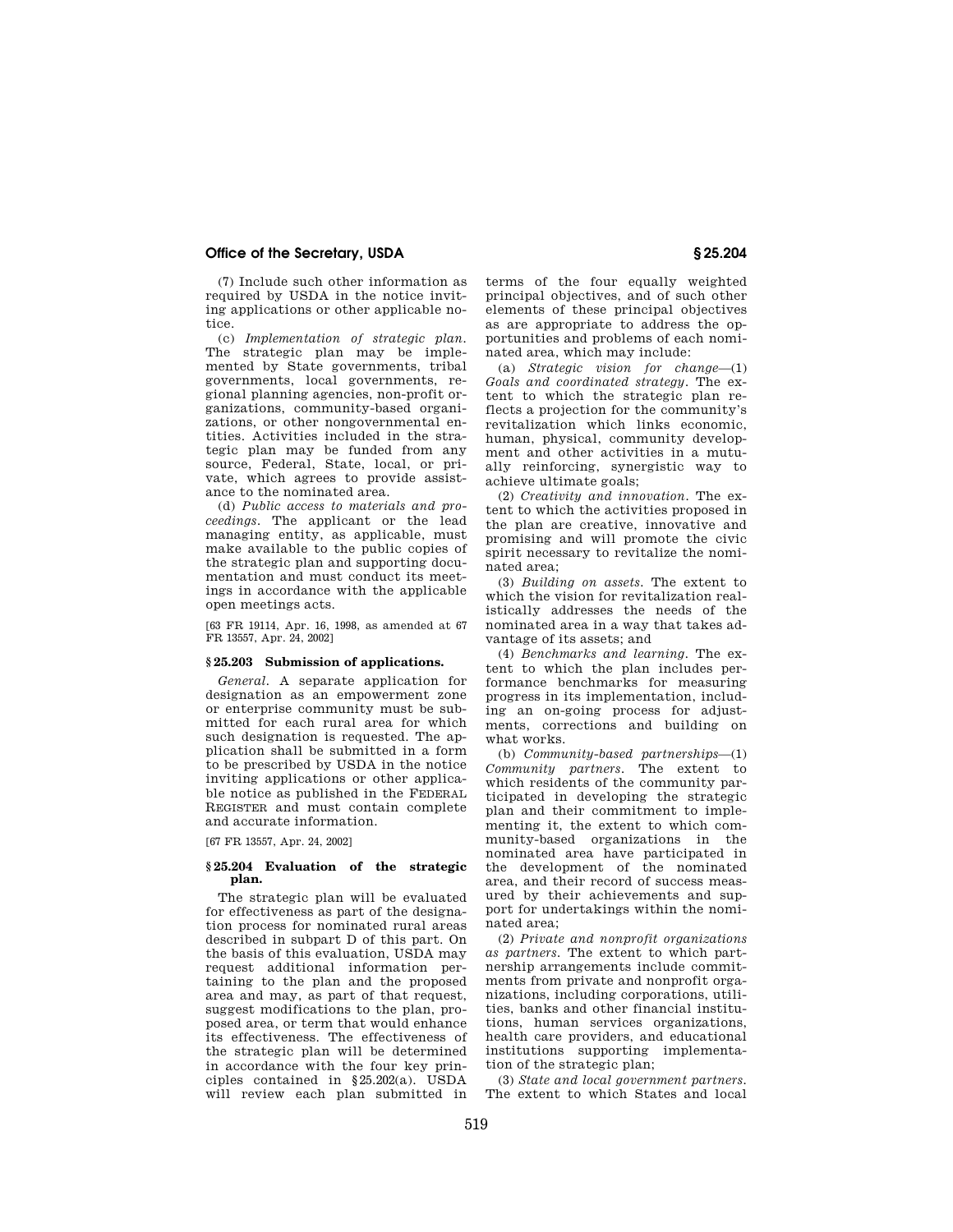(7) Include such other information as required by USDA in the notice inviting applications or other applicable notice.

(c) *Implementation of strategic plan*. The strategic plan may be implemented by State governments, tribal governments, local governments, regional planning agencies, non-profit organizations, community-based organizations, or other nongovernmental entities. Activities included in the strategic plan may be funded from any source, Federal, State, local, or private, which agrees to provide assistance to the nominated area.

(d) *Public access to materials and proceedings*. The applicant or the lead managing entity, as applicable, must make available to the public copies of the strategic plan and supporting documentation and must conduct its meetings in accordance with the applicable open meetings acts.

[63 FR 19114, Apr. 16, 1998, as amended at 67 FR 13557, Apr. 24, 2002]

### § 25.203 Submission of applications.

*General*. A separate application for designation as an empowerment zone or enterprise community must be submitted for each rural area for which such designation is requested. The application shall be submitted in a form to be prescribed by USDA in the notice inviting applications or other applicable notice as published in the FEDERAL REGISTER and must contain complete and accurate information.

[67 FR 13557, Apr. 24, 2002]

### § 25.204 Evaluation of the strategic plan.

The strategic plan will be evaluated for effectiveness as part of the designation process for nominated rural areas described in subpart D of this part. On the basis of this evaluation, USDA may request additional information pertaining to the plan and the proposed area and may, as part of that request, suggest modifications to the plan, proposed area, or term that would enhance its effectiveness. The effectiveness of the strategic plan will be determined in accordance with the four key principles contained in §25.202(a). USDA will review each plan submitted in terms of the four equally weighted principal objectives, and of such other elements of these principal objectives as are appropriate to address the opportunities and problems of each nominated area, which may include:

(a) *Strategic vision for change*—(1) *Goals and coordinated strategy*. The extent to which the strategic plan reflects a projection for the community's revitalization which links economic, human, physical, community development and other activities in a mutually reinforcing, synergistic way to achieve ultimate goals;

(2) *Creativity and innovation*. The extent to which the activities proposed in the plan are creative, innovative and promising and will promote the civic spirit necessary to revitalize the nominated area;

(3) *Building on assets*. The extent to which the vision for revitalization realistically addresses the needs of the nominated area in a way that takes advantage of its assets; and

(4) *Benchmarks and learning*. The extent to which the plan includes performance benchmarks for measuring progress in its implementation, including an on-going process for adjustments, corrections and building on what works.

(b) *Community-based partnerships*—(1) *Community partners*. The extent to which residents of the community participated in developing the strategic plan and their commitment to implementing it, the extent to which community-based organizations in the nominated area have participated in the development of the nominated area, and their record of success measured by their achievements and support for undertakings within the nominated area;

(2) *Private and nonprofit organizations as partners*. The extent to which partnership arrangements include commitments from private and nonprofit organizations, including corporations, utilities, banks and other financial institutions, human services organizations, health care providers, and educational institutions supporting implementation of the strategic plan;

(3) *State and local government partners*. The extent to which States and local